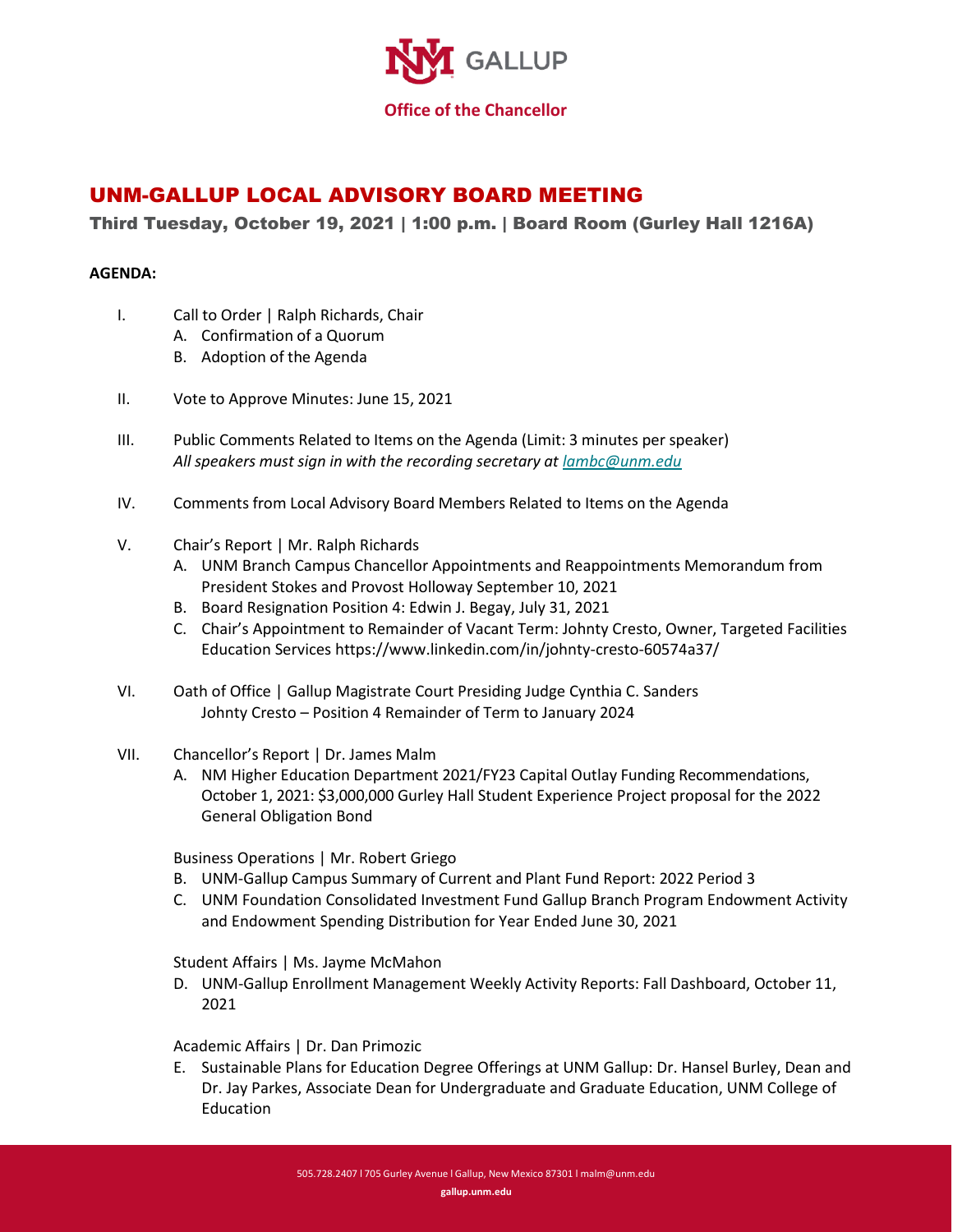GALLUP

**Office of the Chancellor**

# UNM-GALLUP LOCAL ADVISORY BOARD MEETING

## Third Tuesday, October 19, 2021 | 1:00 p.m. | Board Room (Gurley Hall 1216A)

**AGENDA:**

I. Call to Order | Ralph Richards, Chair
   A. Confirmation of a Quorum
   B. Adoption of the Agenda

II. Vote to Approve Minutes: June 15, 2021

III. Public Comments Related to Items on the Agenda (Limit: 3 minutes per speaker)
   *All speakers must sign in with the recording secretary at lambc@unm.edu*

IV. Comments from Local Advisory Board Members Related to Items on the Agenda

V. Chair's Report | Mr. Ralph Richards
   A. UNM Branch Campus Chancellor Appointments and Reappointments Memorandum from President Stokes and Provost Holloway September 10, 2021
   B. Board Resignation Position 4: Edwin J. Begay, July 31, 2021
   C. Chair's Appointment to Remainder of Vacant Term: Johnty Cresto, Owner, Targeted Facilities Education Services https://www.linkedin.com/in/johnty-cresto-60574a37/

VI. Oath of Office | Gallup Magistrate Court Presiding Judge Cynthia C. Sanders
   Johnty Cresto – Position 4 Remainder of Term to January 2024

VII. Chancellor's Report | Dr. James Malm
   A. NM Higher Education Department 2021/FY23 Capital Outlay Funding Recommendations, October 1, 2021: $3,000,000 Gurley Hall Student Experience Project proposal for the 2022 General Obligation Bond

   Business Operations | Mr. Robert Griego
   B. UNM-Gallup Campus Summary of Current and Plant Fund Report: 2022 Period 3
   C. UNM Foundation Consolidated Investment Fund Gallup Branch Program Endowment Activity and Endowment Spending Distribution for Year Ended June 30, 2021

   Student Affairs | Ms. Jayme McMahon
   D. UNM-Gallup Enrollment Management Weekly Activity Reports: Fall Dashboard, October 11, 2021

   Academic Affairs | Dr. Dan Primozic
   E. Sustainable Plans for Education Degree Offerings at UNM Gallup: Dr. Hansel Burley, Dean and Dr. Jay Parkes, Associate Dean for Undergraduate and Graduate Education, UNM College of Education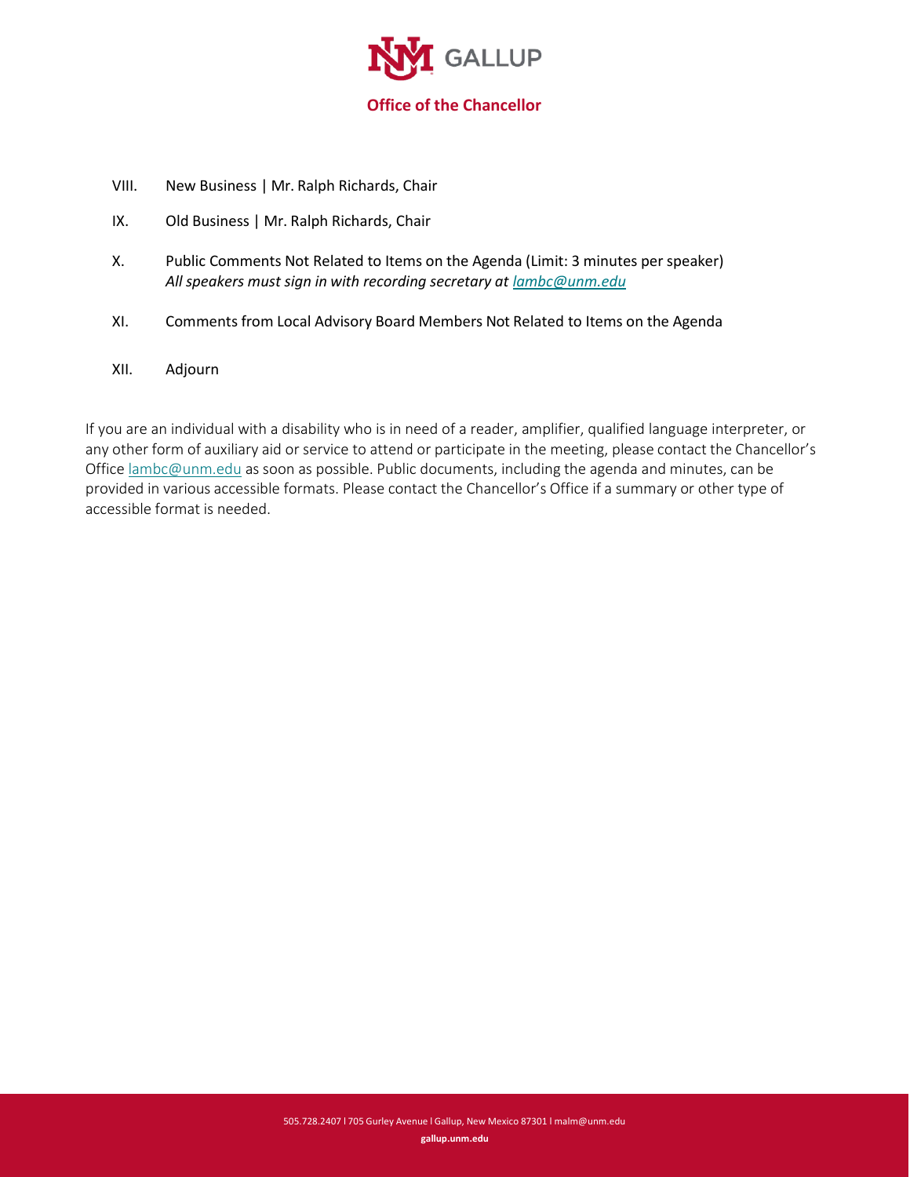VIII. New Business | Mr. Ralph Richards, Chair

IX. Old Business | Mr. Ralph Richards, Chair

X. Public Comments Not Related to Items on the Agenda (Limit: 3 minutes per speaker)
*All speakers must sign in with recording secretary at lambc@unm.edu*

XI. Comments from Local Advisory Board Members Not Related to Items on the Agenda

XII. Adjourn

If you are an individual with a disability who is in need of a reader, amplifier, qualified language interpreter, or any other form of auxiliary aid or service to attend or participate in the meeting, please contact the Chancellor's Office lambc@unm.edu as soon as possible. Public documents, including the agenda and minutes, can be provided in various accessible formats. Please contact the Chancellor's Office if a summary or other type of accessible format is needed.